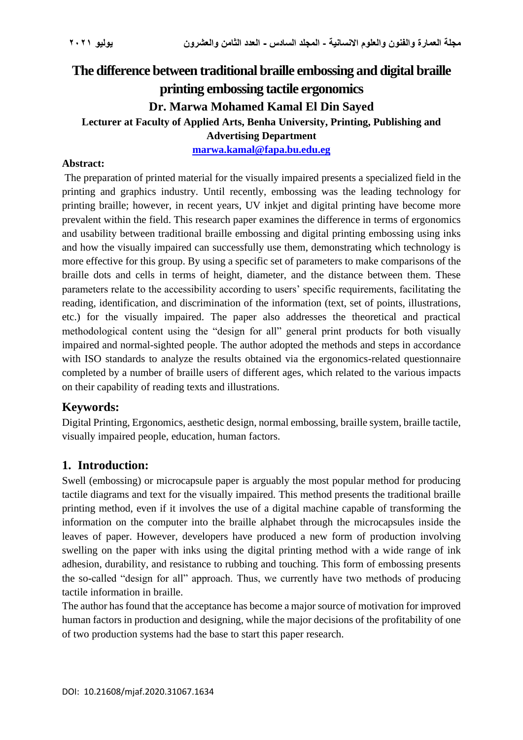# The difference between traditional braille embossing and digital braille printing embossing tactile ergonomics

**Dr. Marwa Mohamed Kamal El Din Sayed**

**Lecturer at Faculty of Applied Arts, Benha University, Printing, Publishing and Advertising Department**

**marwa.kamal@fapa.bu.edu.eg**

**Abstract:**

The preparation of printed material for the visually impaired presents a specialized field in the printing and graphics industry. Until recently, embossing was the leading technology for printing braille; however, in recent years, UV inkjet and digital printing have become more prevalent within the field. This research paper examines the difference in terms of ergonomics and usability between traditional braille embossing and digital printing embossing using inks and how the visually impaired can successfully use them, demonstrating which technology is more effective for this group. By using a specific set of parameters to make comparisons of the braille dots and cells in terms of height, diameter, and the distance between them. These parameters relate to the accessibility according to users' specific requirements, facilitating the reading, identification, and discrimination of the information (text, set of points, illustrations, etc.) for the visually impaired. The paper also addresses the theoretical and practical methodological content using the "design for all" general print products for both visually impaired and normal-sighted people. The author adopted the methods and steps in accordance with ISO standards to analyze the results obtained via the ergonomics-related questionnaire completed by a number of braille users of different ages, which related to the various impacts on their capability of reading texts and illustrations.

## Keywords:

Digital Printing, Ergonomics, aesthetic design, normal embossing, braille system, braille tactile, visually impaired people, education, human factors.

## 1. Introduction:

Swell (embossing) or microcapsule paper is arguably the most popular method for producing tactile diagrams and text for the visually impaired. This method presents the traditional braille printing method, even if it involves the use of a digital machine capable of transforming the information on the computer into the braille alphabet through the microcapsules inside the leaves of paper. However, developers have produced a new form of production involving swelling on the paper with inks using the digital printing method with a wide range of ink adhesion, durability, and resistance to rubbing and touching. This form of embossing presents the so-called "design for all" approach. Thus, we currently have two methods of producing tactile information in braille.

The author has found that the acceptance has become a major source of motivation for improved human factors in production and designing, while the major decisions of the profitability of one of two production systems had the base to start this paper research.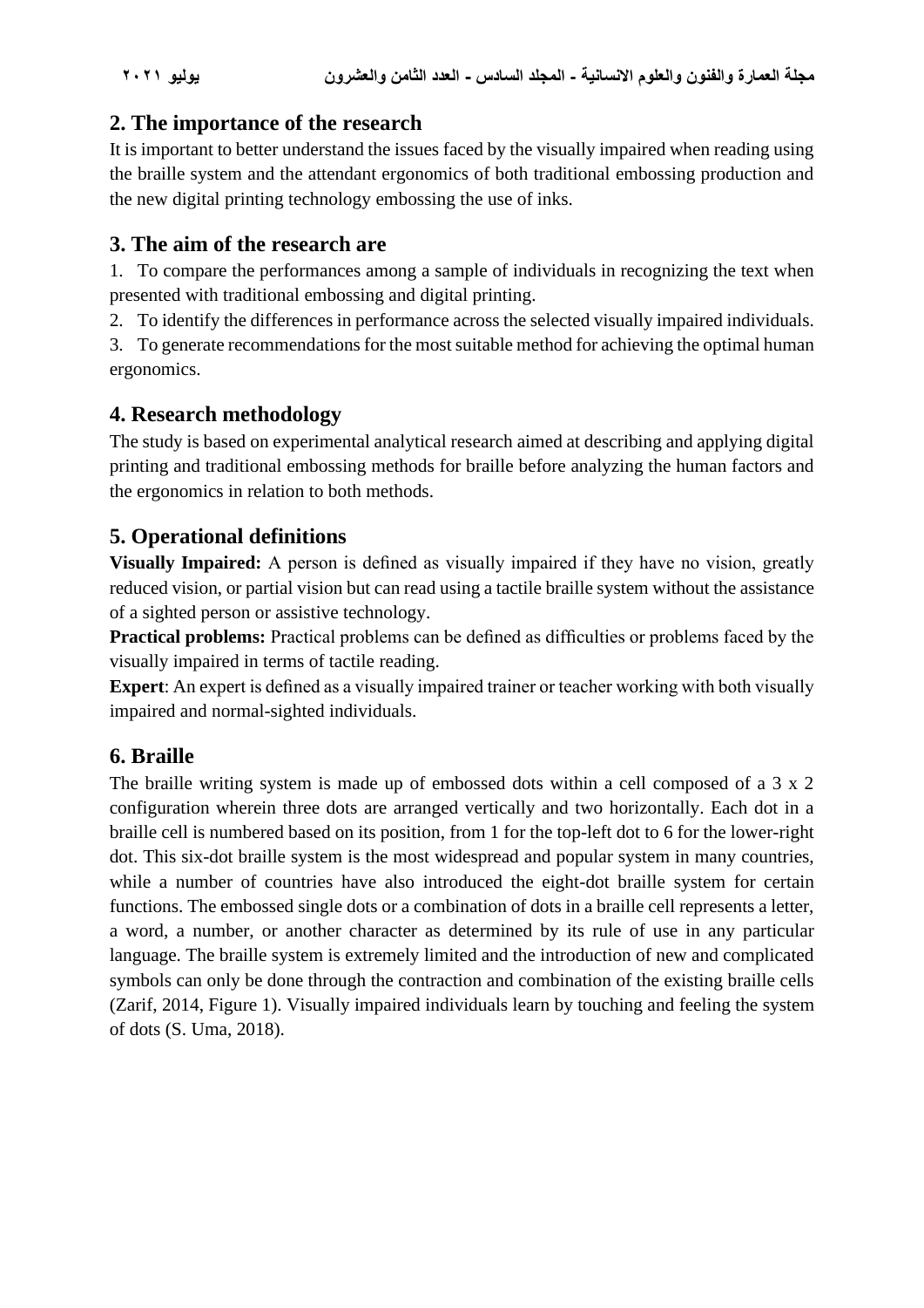## 2. The importance of the research

It is important to better understand the issues faced by the visually impaired when reading using the braille system and the attendant ergonomics of both traditional embossing production and the new digital printing technology embossing the use of inks.

## 3. The aim of the research are

1. To compare the performances among a sample of individuals in recognizing the text when presented with traditional embossing and digital printing.
2. To identify the differences in performance across the selected visually impaired individuals.
3. To generate recommendations for the most suitable method for achieving the optimal human ergonomics.

## 4. Research methodology

The study is based on experimental analytical research aimed at describing and applying digital printing and traditional embossing methods for braille before analyzing the human factors and the ergonomics in relation to both methods.

## 5. Operational definitions

**Visually Impaired:** A person is defined as visually impaired if they have no vision, greatly reduced vision, or partial vision but can read using a tactile braille system without the assistance of a sighted person or assistive technology.

**Practical problems:** Practical problems can be defined as difficulties or problems faced by the visually impaired in terms of tactile reading.

**Expert**: An expert is defined as a visually impaired trainer or teacher working with both visually impaired and normal-sighted individuals.

## 6. Braille

The braille writing system is made up of embossed dots within a cell composed of a 3 x 2 configuration wherein three dots are arranged vertically and two horizontally. Each dot in a braille cell is numbered based on its position, from 1 for the top-left dot to 6 for the lower-right dot. This six-dot braille system is the most widespread and popular system in many countries, while a number of countries have also introduced the eight-dot braille system for certain functions. The embossed single dots or a combination of dots in a braille cell represents a letter, a word, a number, or another character as determined by its rule of use in any particular language. The braille system is extremely limited and the introduction of new and complicated symbols can only be done through the contraction and combination of the existing braille cells (Zarif, 2014, Figure 1). Visually impaired individuals learn by touching and feeling the system of dots (S. Uma, 2018).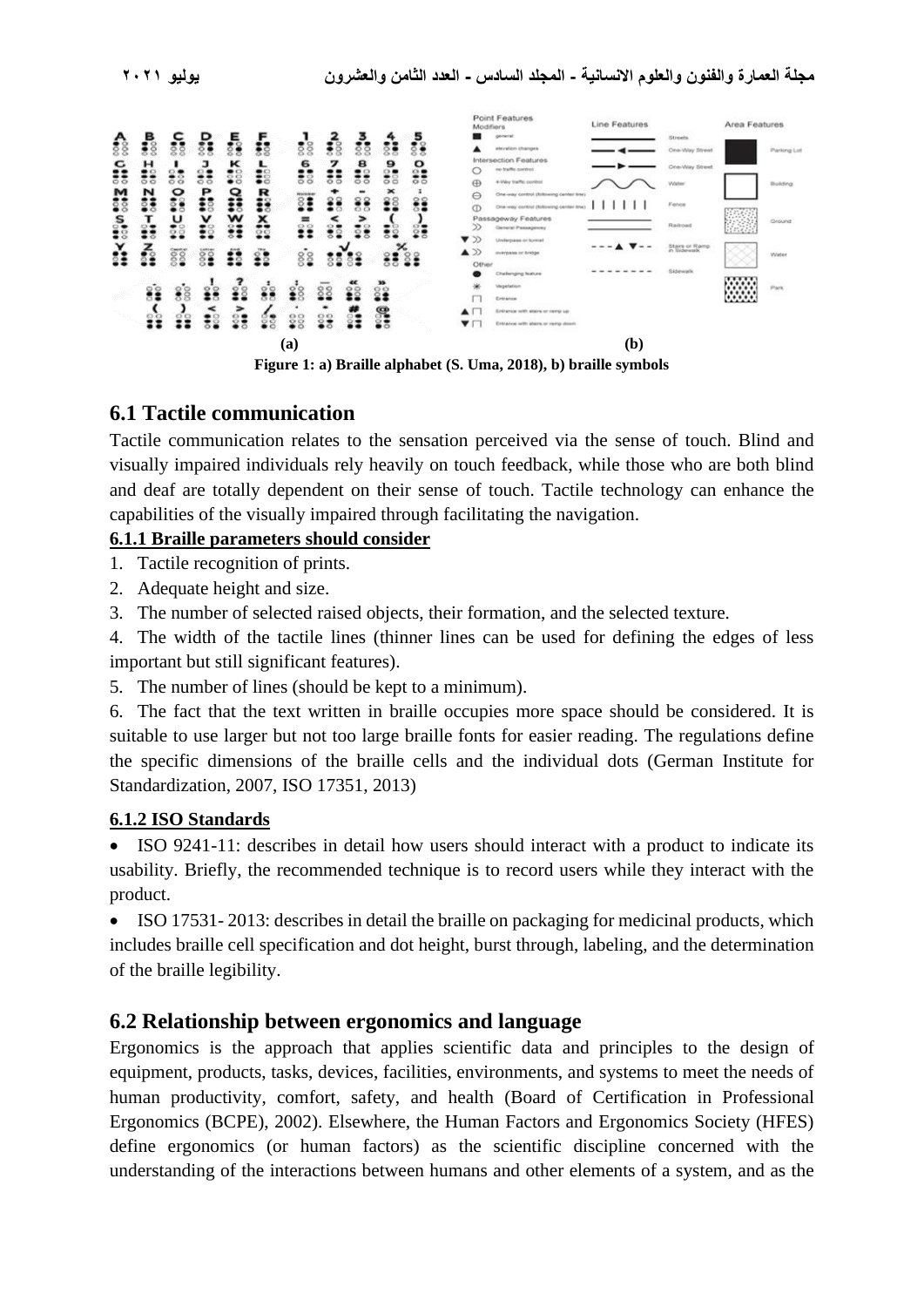**(a)** **(b)**

**Figure 1: a) Braille alphabet (S. Uma, 2018), b) braille symbols**

## 6.1 Tactile communication

Tactile communication relates to the sensation perceived via the sense of touch. Blind and visually impaired individuals rely heavily on touch feedback, while those who are both blind and deaf are totally dependent on their sense of touch. Tactile technology can enhance the capabilities of the visually impaired through facilitating the navigation.

### 6.1.1 Braille parameters should consider

1. Tactile recognition of prints.
2. Adequate height and size.
3. The number of selected raised objects, their formation, and the selected texture.
4. The width of the tactile lines (thinner lines can be used for defining the edges of less important but still significant features).
5. The number of lines (should be kept to a minimum).
6. The fact that the text written in braille occupies more space should be considered. It is suitable to use larger but not too large braille fonts for easier reading. The regulations define the specific dimensions of the braille cells and the individual dots (German Institute for Standardization, 2007, ISO 17351, 2013)

### 6.1.2 ISO Standards

- ISO 9241-11: describes in detail how users should interact with a product to indicate its usability. Briefly, the recommended technique is to record users while they interact with the product.
- ISO 17531- 2013: describes in detail the braille on packaging for medicinal products, which includes braille cell specification and dot height, burst through, labeling, and the determination of the braille legibility.

## 6.2 Relationship between ergonomics and language

Ergonomics is the approach that applies scientific data and principles to the design of equipment, products, tasks, devices, facilities, environments, and systems to meet the needs of human productivity, comfort, safety, and health (Board of Certification in Professional Ergonomics (BCPE), 2002). Elsewhere, the Human Factors and Ergonomics Society (HFES) define ergonomics (or human factors) as the scientific discipline concerned with the understanding of the interactions between humans and other elements of a system, and as the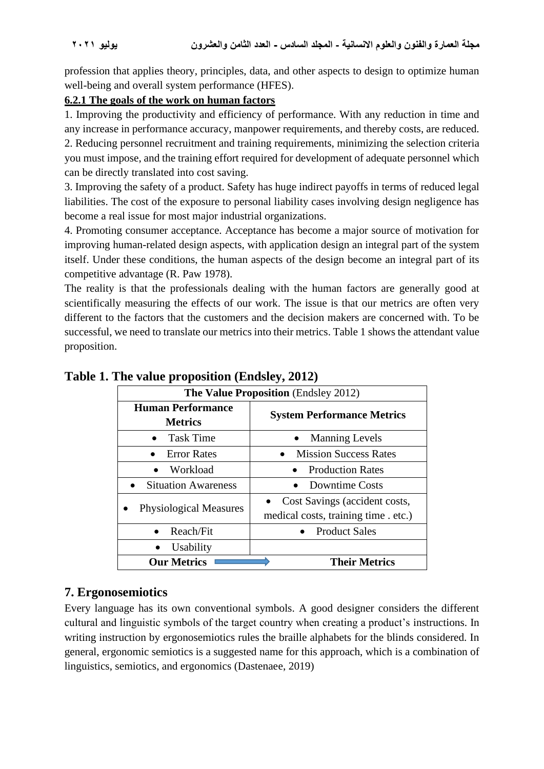profession that applies theory, principles, data, and other aspects to design to optimize human well-being and overall system performance (HFES).

**6.2.1 The goals of the work on human factors**

1. Improving the productivity and efficiency of performance. With any reduction in time and any increase in performance accuracy, manpower requirements, and thereby costs, are reduced.
2. Reducing personnel recruitment and training requirements, minimizing the selection criteria you must impose, and the training effort required for development of adequate personnel which can be directly translated into cost saving.
3. Improving the safety of a product. Safety has huge indirect payoffs in terms of reduced legal liabilities. The cost of the exposure to personal liability cases involving design negligence has become a real issue for most major industrial organizations.
4. Promoting consumer acceptance. Acceptance has become a major source of motivation for improving human-related design aspects, with application design an integral part of the system itself. Under these conditions, the human aspects of the design become an integral part of its competitive advantage (R. Paw 1978).

The reality is that the professionals dealing with the human factors are generally good at scientifically measuring the effects of our work. The issue is that our metrics are often very different to the factors that the customers and the decision makers are concerned with. To be successful, we need to translate our metrics into their metrics. Table 1 shows the attendant value proposition.

**Table 1. The value proposition (Endsley, 2012)**

| **The Value Proposition** (Endsley 2012) | |
|---|---|
| **Human Performance Metrics** | **System Performance Metrics** |
| • Task Time | • Manning Levels |
| • Error Rates | • Mission Success Rates |
| • Workload | • Production Rates |
| • Situation Awareness | • Downtime Costs |
| • Physiological Measures | • Cost Savings (accident costs, medical costs, training time . etc.) |
| • Reach/Fit | • Product Sales |
| • Usability | |
| **Our Metrics** → | **Their Metrics** |

## 7. Ergonosemiotics

Every language has its own conventional symbols. A good designer considers the different cultural and linguistic symbols of the target country when creating a product's instructions. In writing instruction by ergonosemiotics rules the braille alphabets for the blinds considered. In general, ergonomic semiotics is a suggested name for this approach, which is a combination of linguistics, semiotics, and ergonomics (Dastenaee, 2019)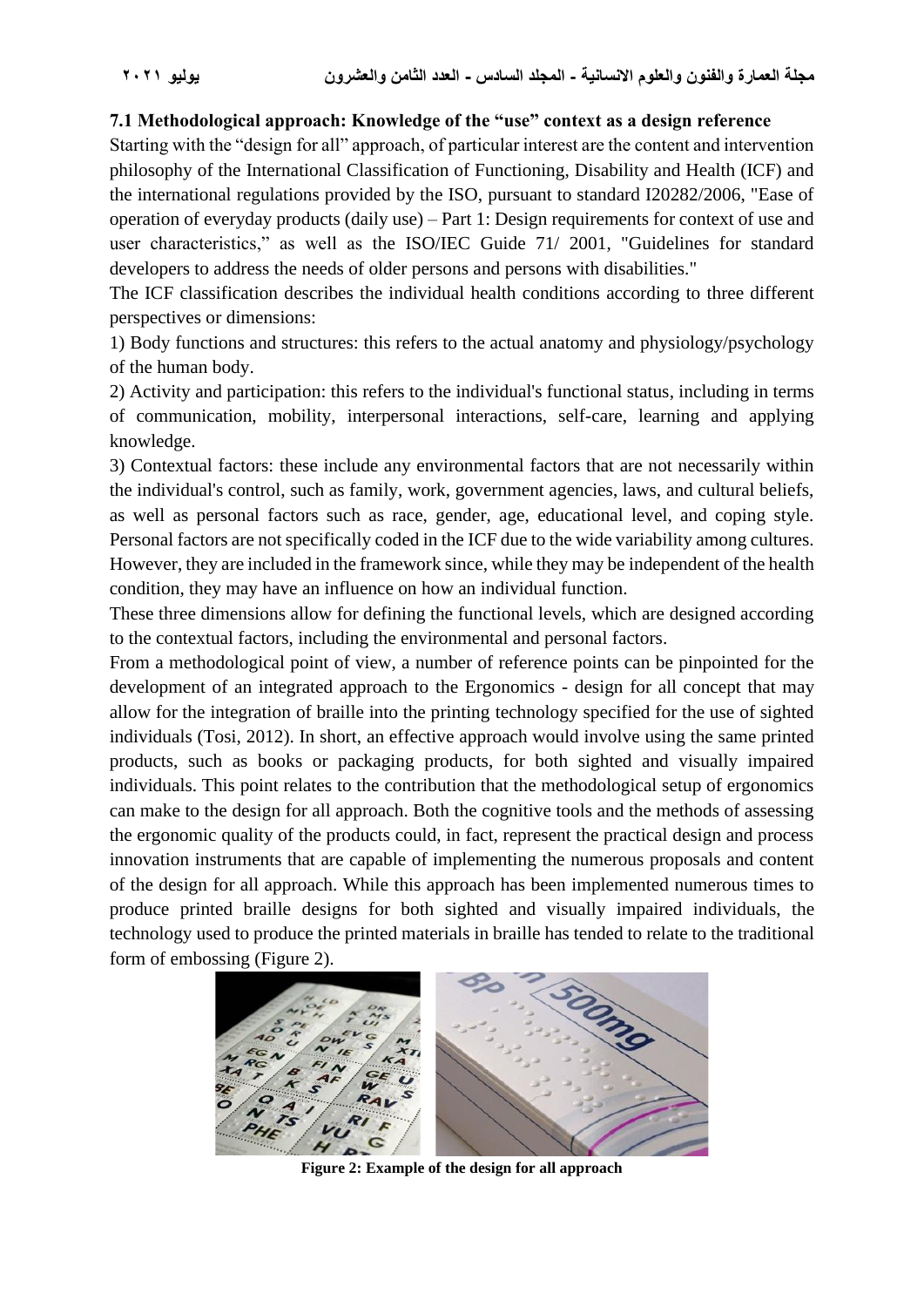### 7.1 Methodological approach: Knowledge of the "use" context as a design reference

Starting with the "design for all" approach, of particular interest are the content and intervention philosophy of the International Classification of Functioning, Disability and Health (ICF) and the international regulations provided by the ISO, pursuant to standard I20282/2006, "Ease of operation of everyday products (daily use) – Part 1: Design requirements for context of use and user characteristics," as well as the ISO/IEC Guide 71/ 2001, "Guidelines for standard developers to address the needs of older persons and persons with disabilities."

The ICF classification describes the individual health conditions according to three different perspectives or dimensions:

1) Body functions and structures: this refers to the actual anatomy and physiology/psychology of the human body.

2) Activity and participation: this refers to the individual's functional status, including in terms of communication, mobility, interpersonal interactions, self-care, learning and applying knowledge.

3) Contextual factors: these include any environmental factors that are not necessarily within the individual's control, such as family, work, government agencies, laws, and cultural beliefs, as well as personal factors such as race, gender, age, educational level, and coping style. Personal factors are not specifically coded in the ICF due to the wide variability among cultures. However, they are included in the framework since, while they may be independent of the health condition, they may have an influence on how an individual function.

These three dimensions allow for defining the functional levels, which are designed according to the contextual factors, including the environmental and personal factors.

From a methodological point of view, a number of reference points can be pinpointed for the development of an integrated approach to the Ergonomics - design for all concept that may allow for the integration of braille into the printing technology specified for the use of sighted individuals (Tosi, 2012). In short, an effective approach would involve using the same printed products, such as books or packaging products, for both sighted and visually impaired individuals. This point relates to the contribution that the methodological setup of ergonomics can make to the design for all approach. Both the cognitive tools and the methods of assessing the ergonomic quality of the products could, in fact, represent the practical design and process innovation instruments that are capable of implementing the numerous proposals and content of the design for all approach. While this approach has been implemented numerous times to produce printed braille designs for both sighted and visually impaired individuals, the technology used to produce the printed materials in braille has tended to relate to the traditional form of embossing (Figure 2).

**Figure 2: Example of the design for all approach**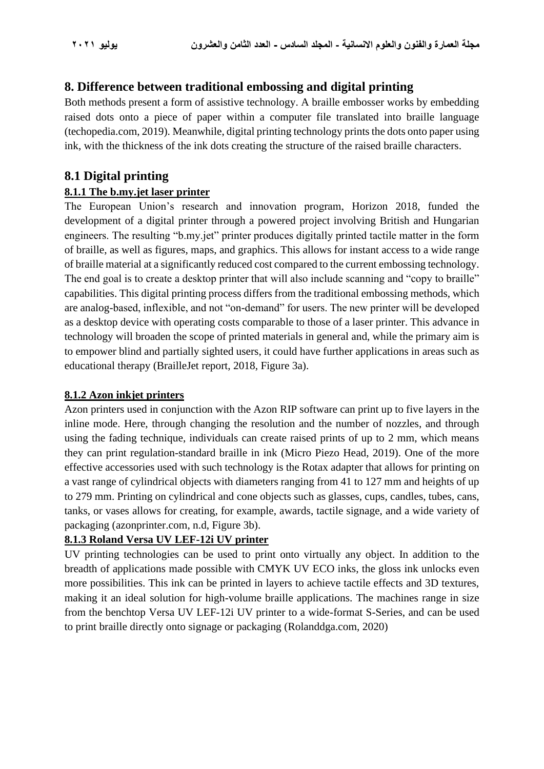## 8. Difference between traditional embossing and digital printing

Both methods present a form of assistive technology. A braille embosser works by embedding raised dots onto a piece of paper within a computer file translated into braille language (techopedia.com, 2019). Meanwhile, digital printing technology prints the dots onto paper using ink, with the thickness of the ink dots creating the structure of the raised braille characters.

## 8.1 Digital printing

### 8.1.1 The b.my.jet laser printer

The European Union's research and innovation program, Horizon 2018, funded the development of a digital printer through a powered project involving British and Hungarian engineers. The resulting "b.my.jet" printer produces digitally printed tactile matter in the form of braille, as well as figures, maps, and graphics. This allows for instant access to a wide range of braille material at a significantly reduced cost compared to the current embossing technology. The end goal is to create a desktop printer that will also include scanning and "copy to braille" capabilities. This digital printing process differs from the traditional embossing methods, which are analog-based, inflexible, and not "on-demand" for users. The new printer will be developed as a desktop device with operating costs comparable to those of a laser printer. This advance in technology will broaden the scope of printed materials in general and, while the primary aim is to empower blind and partially sighted users, it could have further applications in areas such as educational therapy (BrailleJet report, 2018, Figure 3a).

### 8.1.2 Azon inkjet printers

Azon printers used in conjunction with the Azon RIP software can print up to five layers in the inline mode. Here, through changing the resolution and the number of nozzles, and through using the fading technique, individuals can create raised prints of up to 2 mm, which means they can print regulation-standard braille in ink (Micro Piezo Head, 2019). One of the more effective accessories used with such technology is the Rotax adapter that allows for printing on a vast range of cylindrical objects with diameters ranging from 41 to 127 mm and heights of up to 279 mm. Printing on cylindrical and cone objects such as glasses, cups, candles, tubes, cans, tanks, or vases allows for creating, for example, awards, tactile signage, and a wide variety of packaging (azonprinter.com, n.d, Figure 3b).

### 8.1.3 Roland Versa UV LEF-12i UV printer

UV printing technologies can be used to print onto virtually any object. In addition to the breadth of applications made possible with CMYK UV ECO inks, the gloss ink unlocks even more possibilities. This ink can be printed in layers to achieve tactile effects and 3D textures, making it an ideal solution for high-volume braille applications. The machines range in size from the benchtop Versa UV LEF-12i UV printer to a wide-format S-Series, and can be used to print braille directly onto signage or packaging (Rolanddga.com, 2020)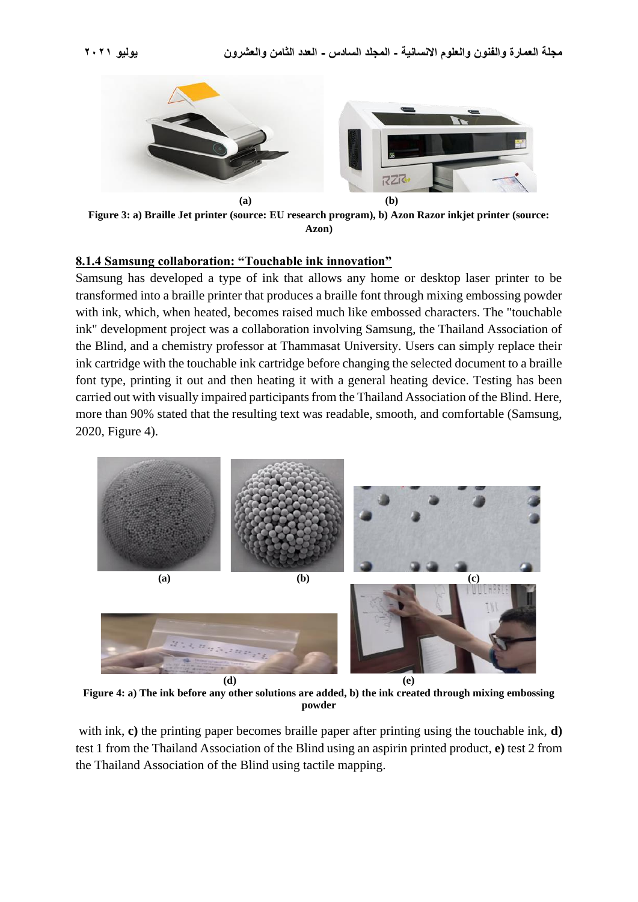(a) (b)

**Figure 3: a) Braille Jet printer (source: EU research program), b) Azon Razor inkjet printer (source: Azon)**

### 8.1.4 Samsung collaboration: "Touchable ink innovation"

Samsung has developed a type of ink that allows any home or desktop laser printer to be transformed into a braille printer that produces a braille font through mixing embossing powder with ink, which, when heated, becomes raised much like embossed characters. The "touchable ink" development project was a collaboration involving Samsung, the Thailand Association of the Blind, and a chemistry professor at Thammasat University. Users can simply replace their ink cartridge with the touchable ink cartridge before changing the selected document to a braille font type, printing it out and then heating it with a general heating device. Testing has been carried out with visually impaired participants from the Thailand Association of the Blind. Here, more than 90% stated that the resulting text was readable, smooth, and comfortable (Samsung, 2020, Figure 4).

(a) (b) (c)

(d) (e)

**Figure 4: a) The ink before any other solutions are added, b) the ink created through mixing embossing powder**

with ink, **c)** the printing paper becomes braille paper after printing using the touchable ink, **d)** test 1 from the Thailand Association of the Blind using an aspirin printed product, **e)** test 2 from the Thailand Association of the Blind using tactile mapping.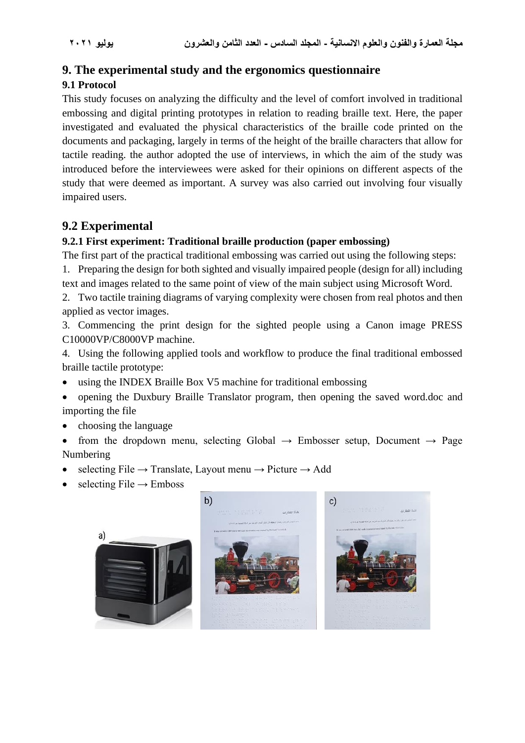## 9. The experimental study and the ergonomics questionnaire

### 9.1 Protocol

This study focuses on analyzing the difficulty and the level of comfort involved in traditional embossing and digital printing prototypes in relation to reading braille text. Here, the paper investigated and evaluated the physical characteristics of the braille code printed on the documents and packaging, largely in terms of the height of the braille characters that allow for tactile reading. the author adopted the use of interviews, in which the aim of the study was introduced before the interviewees were asked for their opinions on different aspects of the study that were deemed as important. A survey was also carried out involving four visually impaired users.

## 9.2 Experimental

### 9.2.1 First experiment: Traditional braille production (paper embossing)

The first part of the practical traditional embossing was carried out using the following steps:

1. Preparing the design for both sighted and visually impaired people (design for all) including text and images related to the same point of view of the main subject using Microsoft Word.
2. Two tactile training diagrams of varying complexity were chosen from real photos and then applied as vector images.
3. Commencing the print design for the sighted people using a Canon image PRESS C10000VP/C8000VP machine.
4. Using the following applied tools and workflow to produce the final traditional embossed braille tactile prototype:

- using the INDEX Braille Box V5 machine for traditional embossing
- opening the Duxbury Braille Translator program, then opening the saved word.doc and importing the file
- choosing the language
- from the dropdown menu, selecting Global → Embosser setup, Document → Page Numbering
- selecting File → Translate, Layout menu → Picture → Add
- selecting File → Emboss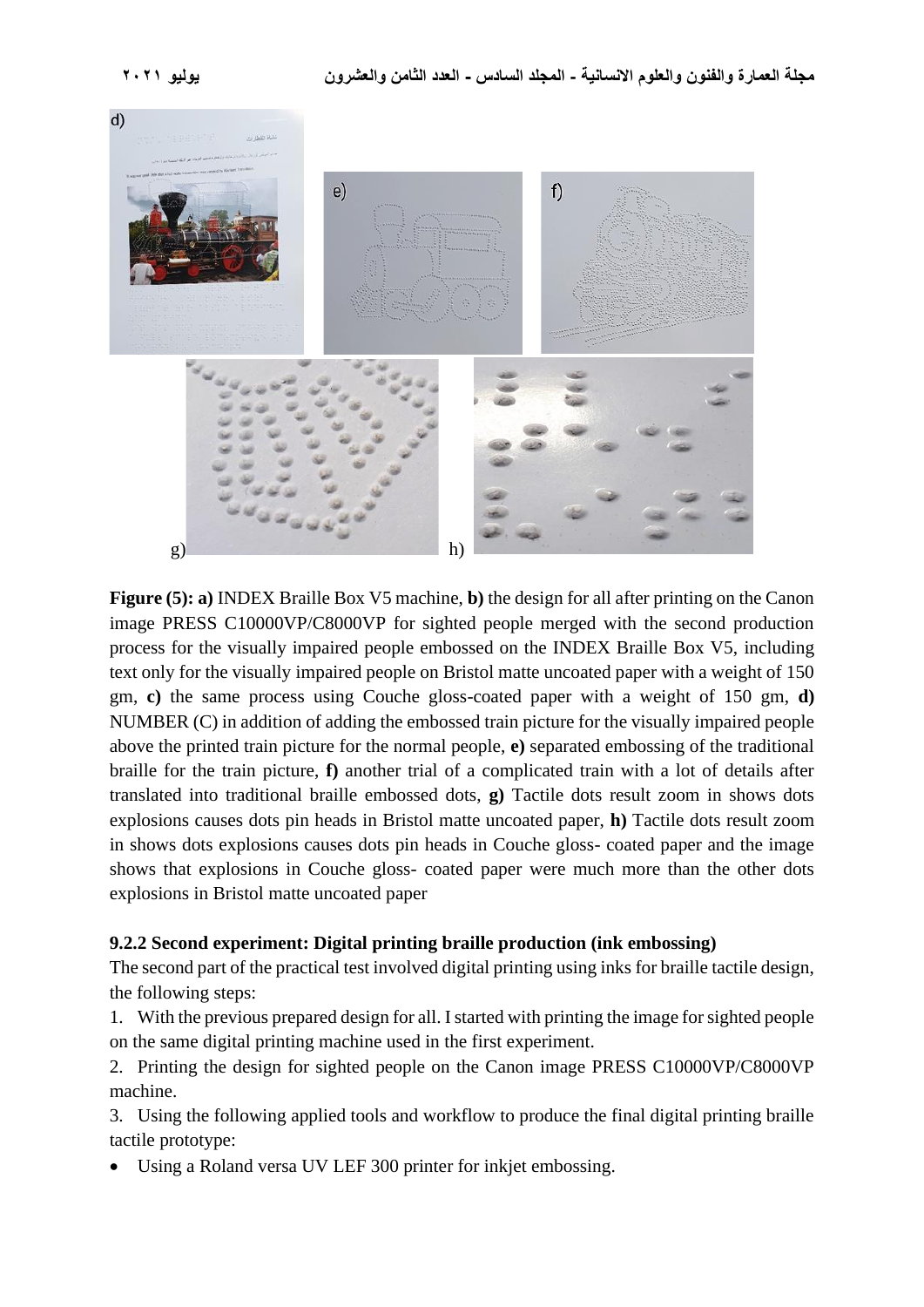**Figure (5): a)** INDEX Braille Box V5 machine, **b)** the design for all after printing on the Canon image PRESS C10000VP/C8000VP for sighted people merged with the second production process for the visually impaired people embossed on the INDEX Braille Box V5, including text only for the visually impaired people on Bristol matte uncoated paper with a weight of 150 gm, **c)** the same process using Couche gloss-coated paper with a weight of 150 gm, **d)** NUMBER (C) in addition of adding the embossed train picture for the visually impaired people above the printed train picture for the normal people, **e)** separated embossing of the traditional braille for the train picture, **f)** another trial of a complicated train with a lot of details after translated into traditional braille embossed dots, **g)** Tactile dots result zoom in shows dots explosions causes dots pin heads in Bristol matte uncoated paper, **h)** Tactile dots result zoom in shows dots explosions causes dots pin heads in Couche gloss- coated paper and the image shows that explosions in Couche gloss- coated paper were much more than the other dots explosions in Bristol matte uncoated paper

#### 9.2.2 Second experiment: Digital printing braille production (ink embossing)

The second part of the practical test involved digital printing using inks for braille tactile design, the following steps:

1. With the previous prepared design for all. I started with printing the image for sighted people on the same digital printing machine used in the first experiment.
2. Printing the design for sighted people on the Canon image PRESS C10000VP/C8000VP machine.
3. Using the following applied tools and workflow to produce the final digital printing braille tactile prototype:

- Using a Roland versa UV LEF 300 printer for inkjet embossing.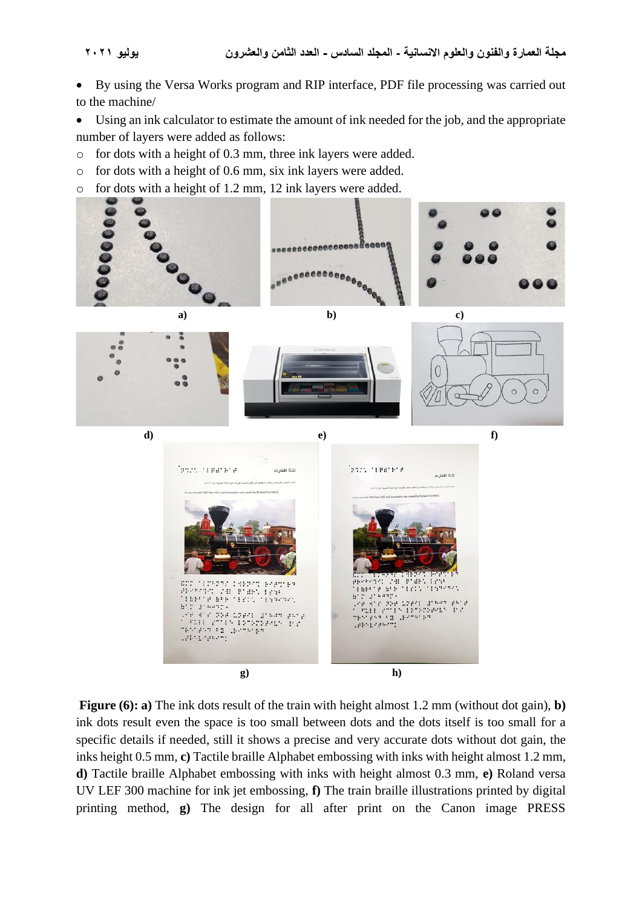- By using the Versa Works program and RIP interface, PDF file processing was carried out to the machine/
- Using an ink calculator to estimate the amount of ink needed for the job, and the appropriate number of layers were added as follows:
  - for dots with a height of 0.3 mm, three ink layers were added.
  - for dots with a height of 0.6 mm, six ink layers were added.
  - for dots with a height of 1.2 mm, 12 ink layers were added.

**Figure (6): a)** The ink dots result of the train with height almost 1.2 mm (without dot gain), **b)** ink dots result even the space is too small between dots and the dots itself is too small for a specific details if needed, still it shows a precise and very accurate dots without dot gain, the inks height 0.5 mm, **c)** Tactile braille Alphabet embossing with inks with height almost 1.2 mm, **d)** Tactile braille Alphabet embossing with inks with height almost 0.3 mm, **e)** Roland versa UV LEF 300 machine for ink jet embossing, **f)** The train braille illustrations printed by digital printing method, **g)** The design for all after print on the Canon image PRESS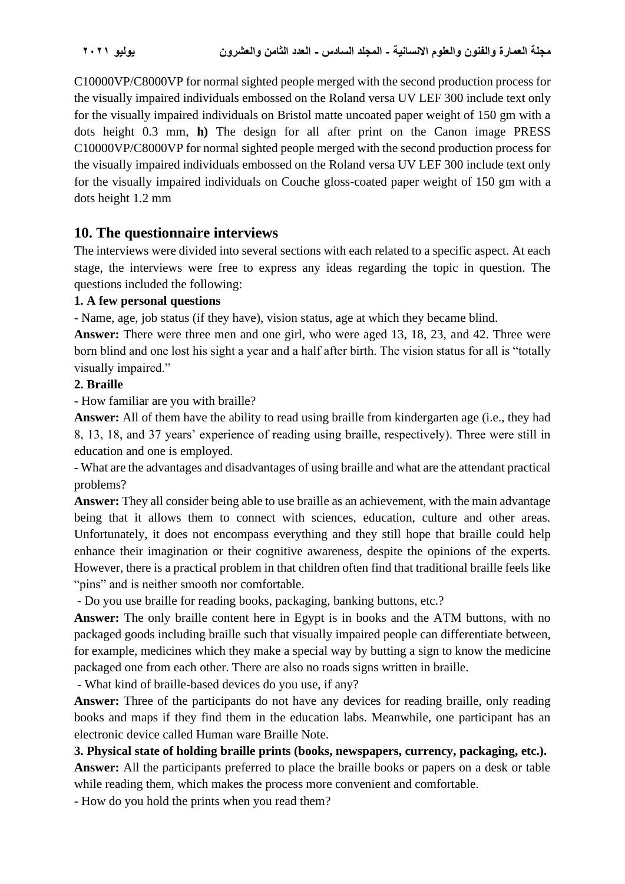C10000VP/C8000VP for normal sighted people merged with the second production process for the visually impaired individuals embossed on the Roland versa UV LEF 300 include text only for the visually impaired individuals on Bristol matte uncoated paper weight of 150 gm with a dots height 0.3 mm, **h)** The design for all after print on the Canon image PRESS C10000VP/C8000VP for normal sighted people merged with the second production process for the visually impaired individuals embossed on the Roland versa UV LEF 300 include text only for the visually impaired individuals on Couche gloss-coated paper weight of 150 gm with a dots height 1.2 mm

## 10. The questionnaire interviews

The interviews were divided into several sections with each related to a specific aspect. At each stage, the interviews were free to express any ideas regarding the topic in question. The questions included the following:

**1. A few personal questions**

- Name, age, job status (if they have), vision status, age at which they became blind.

**Answer:** There were three men and one girl, who were aged 13, 18, 23, and 42. Three were born blind and one lost his sight a year and a half after birth. The vision status for all is "totally visually impaired."

**2. Braille**

- How familiar are you with braille?

**Answer:** All of them have the ability to read using braille from kindergarten age (i.e., they had 8, 13, 18, and 37 years' experience of reading using braille, respectively). Three were still in education and one is employed.

- What are the advantages and disadvantages of using braille and what are the attendant practical problems?

**Answer:** They all consider being able to use braille as an achievement, with the main advantage being that it allows them to connect with sciences, education, culture and other areas. Unfortunately, it does not encompass everything and they still hope that braille could help enhance their imagination or their cognitive awareness, despite the opinions of the experts. However, there is a practical problem in that children often find that traditional braille feels like "pins" and is neither smooth nor comfortable.

- Do you use braille for reading books, packaging, banking buttons, etc.?

**Answer:** The only braille content here in Egypt is in books and the ATM buttons, with no packaged goods including braille such that visually impaired people can differentiate between, for example, medicines which they make a special way by butting a sign to know the medicine packaged one from each other. There are also no roads signs written in braille.

- What kind of braille-based devices do you use, if any?

**Answer:** Three of the participants do not have any devices for reading braille, only reading books and maps if they find them in the education labs. Meanwhile, one participant has an electronic device called Human ware Braille Note.

**3. Physical state of holding braille prints (books, newspapers, currency, packaging, etc.).**

**Answer:** All the participants preferred to place the braille books or papers on a desk or table while reading them, which makes the process more convenient and comfortable.

- How do you hold the prints when you read them?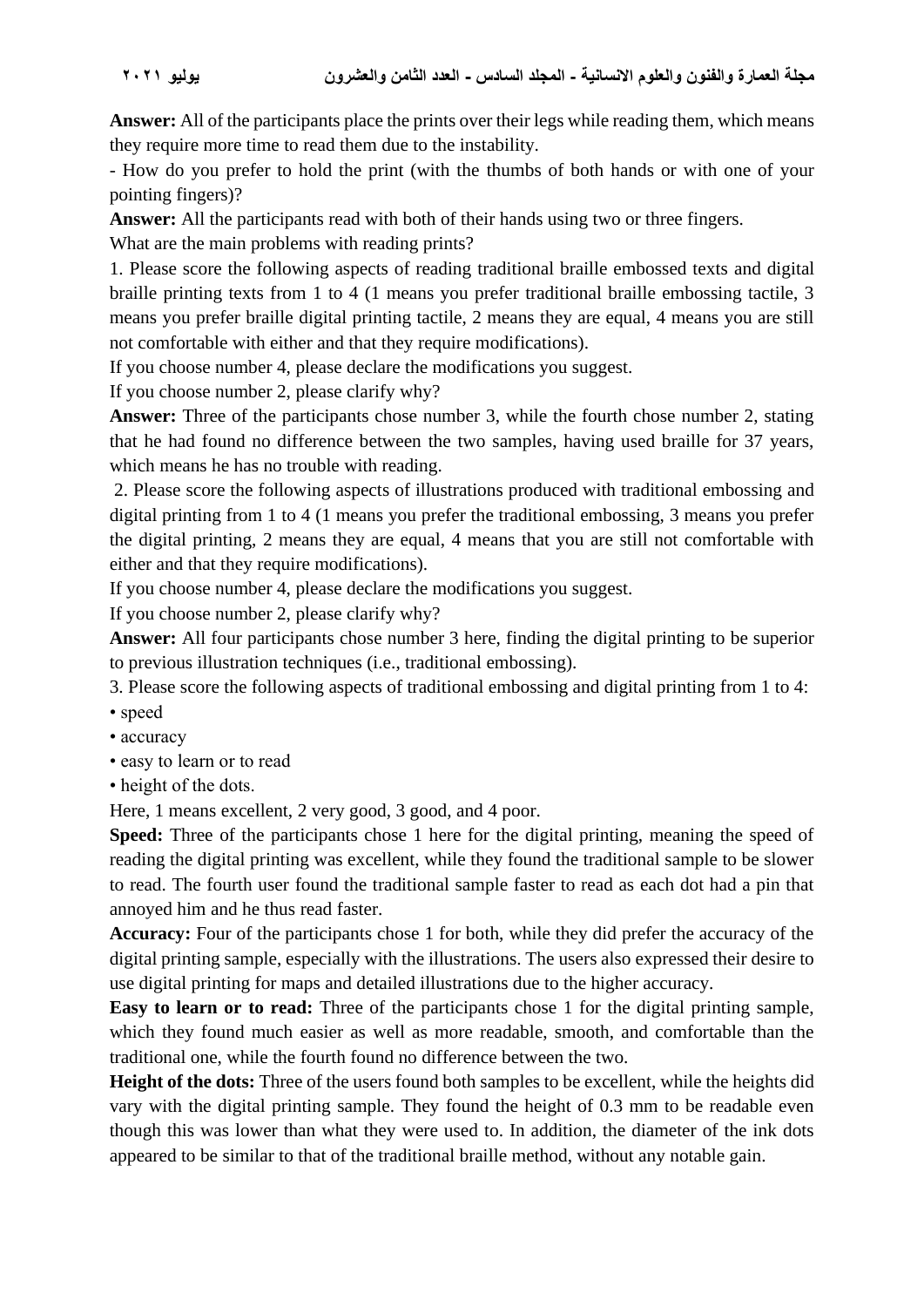**Answer:** All of the participants place the prints over their legs while reading them, which means they require more time to read them due to the instability.

- How do you prefer to hold the print (with the thumbs of both hands or with one of your pointing fingers)?

**Answer:** All the participants read with both of their hands using two or three fingers.

What are the main problems with reading prints?

1. Please score the following aspects of reading traditional braille embossed texts and digital braille printing texts from 1 to 4 (1 means you prefer traditional braille embossing tactile, 3 means you prefer braille digital printing tactile, 2 means they are equal, 4 means you are still not comfortable with either and that they require modifications).

If you choose number 4, please declare the modifications you suggest.

If you choose number 2, please clarify why?

**Answer:** Three of the participants chose number 3, while the fourth chose number 2, stating that he had found no difference between the two samples, having used braille for 37 years, which means he has no trouble with reading.

2. Please score the following aspects of illustrations produced with traditional embossing and digital printing from 1 to 4 (1 means you prefer the traditional embossing, 3 means you prefer the digital printing, 2 means they are equal, 4 means that you are still not comfortable with either and that they require modifications).

If you choose number 4, please declare the modifications you suggest.

If you choose number 2, please clarify why?

**Answer:** All four participants chose number 3 here, finding the digital printing to be superior to previous illustration techniques (i.e., traditional embossing).

3. Please score the following aspects of traditional embossing and digital printing from 1 to 4:

- speed
- accuracy
- easy to learn or to read
- height of the dots.

Here, 1 means excellent, 2 very good, 3 good, and 4 poor.

**Speed:** Three of the participants chose 1 here for the digital printing, meaning the speed of reading the digital printing was excellent, while they found the traditional sample to be slower to read. The fourth user found the traditional sample faster to read as each dot had a pin that annoyed him and he thus read faster.

**Accuracy:** Four of the participants chose 1 for both, while they did prefer the accuracy of the digital printing sample, especially with the illustrations. The users also expressed their desire to use digital printing for maps and detailed illustrations due to the higher accuracy.

**Easy to learn or to read:** Three of the participants chose 1 for the digital printing sample, which they found much easier as well as more readable, smooth, and comfortable than the traditional one, while the fourth found no difference between the two.

**Height of the dots:** Three of the users found both samples to be excellent, while the heights did vary with the digital printing sample. They found the height of 0.3 mm to be readable even though this was lower than what they were used to. In addition, the diameter of the ink dots appeared to be similar to that of the traditional braille method, without any notable gain.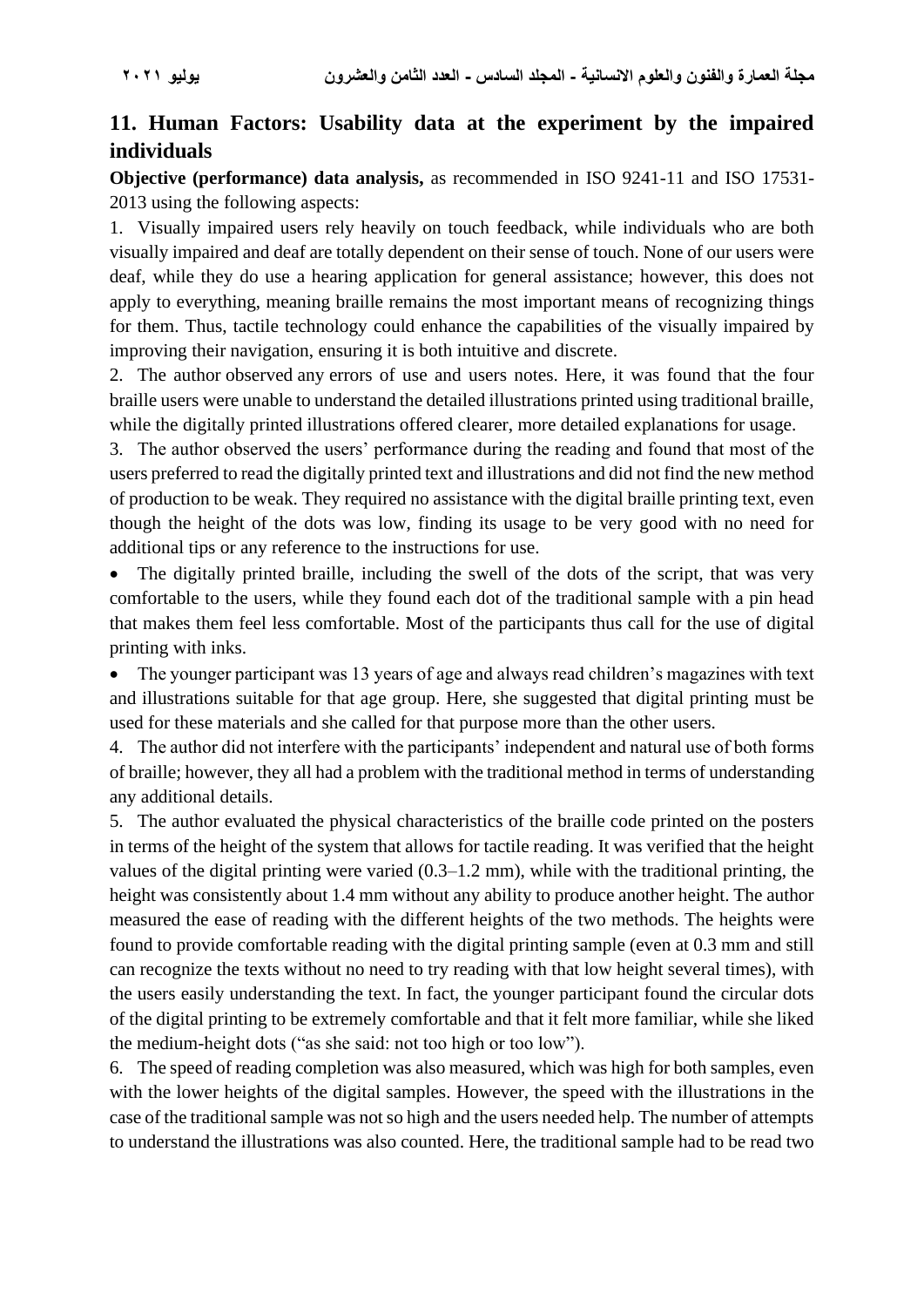## 11. Human Factors: Usability data at the experiment by the impaired individuals

**Objective (performance) data analysis,** as recommended in ISO 9241-11 and ISO 17531-2013 using the following aspects:

1. Visually impaired users rely heavily on touch feedback, while individuals who are both visually impaired and deaf are totally dependent on their sense of touch. None of our users were deaf, while they do use a hearing application for general assistance; however, this does not apply to everything, meaning braille remains the most important means of recognizing things for them. Thus, tactile technology could enhance the capabilities of the visually impaired by improving their navigation, ensuring it is both intuitive and discrete.
2. The author observed any errors of use and users notes. Here, it was found that the four braille users were unable to understand the detailed illustrations printed using traditional braille, while the digitally printed illustrations offered clearer, more detailed explanations for usage.
3. The author observed the users' performance during the reading and found that most of the users preferred to read the digitally printed text and illustrations and did not find the new method of production to be weak. They required no assistance with the digital braille printing text, even though the height of the dots was low, finding its usage to be very good with no need for additional tips or any reference to the instructions for use.

- The digitally printed braille, including the swell of the dots of the script, that was very comfortable to the users, while they found each dot of the traditional sample with a pin head that makes them feel less comfortable. Most of the participants thus call for the use of digital printing with inks.
- The younger participant was 13 years of age and always read children's magazines with text and illustrations suitable for that age group. Here, she suggested that digital printing must be used for these materials and she called for that purpose more than the other users.

4. The author did not interfere with the participants' independent and natural use of both forms of braille; however, they all had a problem with the traditional method in terms of understanding any additional details.
5. The author evaluated the physical characteristics of the braille code printed on the posters in terms of the height of the system that allows for tactile reading. It was verified that the height values of the digital printing were varied (0.3–1.2 mm), while with the traditional printing, the height was consistently about 1.4 mm without any ability to produce another height. The author measured the ease of reading with the different heights of the two methods. The heights were found to provide comfortable reading with the digital printing sample (even at 0.3 mm and still can recognize the texts without no need to try reading with that low height several times), with the users easily understanding the text. In fact, the younger participant found the circular dots of the digital printing to be extremely comfortable and that it felt more familiar, while she liked the medium-height dots ("as she said: not too high or too low").
6. The speed of reading completion was also measured, which was high for both samples, even with the lower heights of the digital samples. However, the speed with the illustrations in the case of the traditional sample was not so high and the users needed help. The number of attempts to understand the illustrations was also counted. Here, the traditional sample had to be read two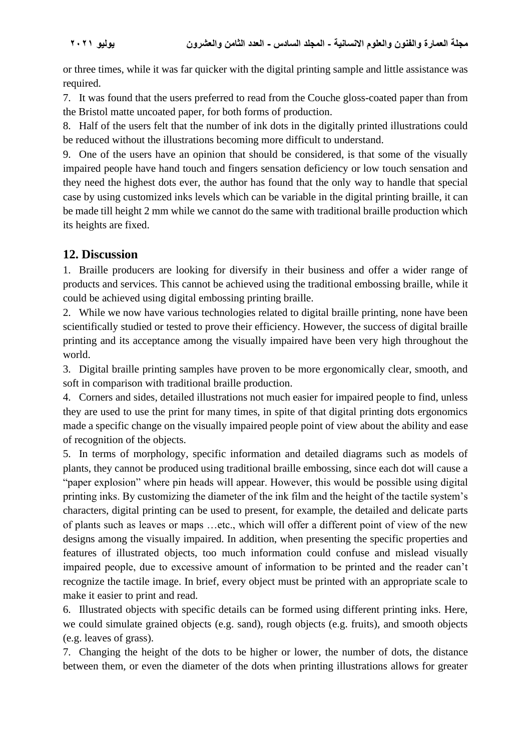or three times, while it was far quicker with the digital printing sample and little assistance was required.

7. It was found that the users preferred to read from the Couche gloss-coated paper than from the Bristol matte uncoated paper, for both forms of production.

8. Half of the users felt that the number of ink dots in the digitally printed illustrations could be reduced without the illustrations becoming more difficult to understand.

9. One of the users have an opinion that should be considered, is that some of the visually impaired people have hand touch and fingers sensation deficiency or low touch sensation and they need the highest dots ever, the author has found that the only way to handle that special case by using customized inks levels which can be variable in the digital printing braille, it can be made till height 2 mm while we cannot do the same with traditional braille production which its heights are fixed.

## 12. Discussion

1. Braille producers are looking for diversify in their business and offer a wider range of products and services. This cannot be achieved using the traditional embossing braille, while it could be achieved using digital embossing printing braille.

2. While we now have various technologies related to digital braille printing, none have been scientifically studied or tested to prove their efficiency. However, the success of digital braille printing and its acceptance among the visually impaired have been very high throughout the world.

3. Digital braille printing samples have proven to be more ergonomically clear, smooth, and soft in comparison with traditional braille production.

4. Corners and sides, detailed illustrations not much easier for impaired people to find, unless they are used to use the print for many times, in spite of that digital printing dots ergonomics made a specific change on the visually impaired people point of view about the ability and ease of recognition of the objects.

5. In terms of morphology, specific information and detailed diagrams such as models of plants, they cannot be produced using traditional braille embossing, since each dot will cause a "paper explosion" where pin heads will appear. However, this would be possible using digital printing inks. By customizing the diameter of the ink film and the height of the tactile system's characters, digital printing can be used to present, for example, the detailed and delicate parts of plants such as leaves or maps …etc., which will offer a different point of view of the new designs among the visually impaired. In addition, when presenting the specific properties and features of illustrated objects, too much information could confuse and mislead visually impaired people, due to excessive amount of information to be printed and the reader can't recognize the tactile image. In brief, every object must be printed with an appropriate scale to make it easier to print and read.

6. Illustrated objects with specific details can be formed using different printing inks. Here, we could simulate grained objects (e.g. sand), rough objects (e.g. fruits), and smooth objects (e.g. leaves of grass).

7. Changing the height of the dots to be higher or lower, the number of dots, the distance between them, or even the diameter of the dots when printing illustrations allows for greater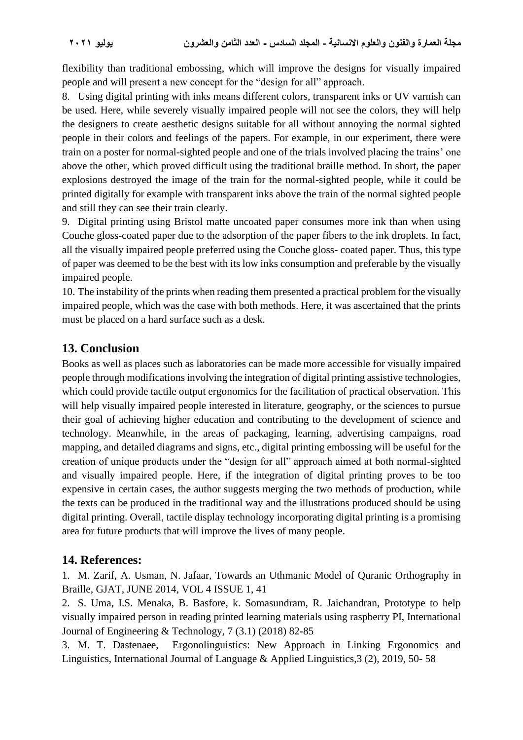flexibility than traditional embossing, which will improve the designs for visually impaired people and will present a new concept for the "design for all" approach.

8. Using digital printing with inks means different colors, transparent inks or UV varnish can be used. Here, while severely visually impaired people will not see the colors, they will help the designers to create aesthetic designs suitable for all without annoying the normal sighted people in their colors and feelings of the papers. For example, in our experiment, there were train on a poster for normal-sighted people and one of the trials involved placing the trains' one above the other, which proved difficult using the traditional braille method. In short, the paper explosions destroyed the image of the train for the normal-sighted people, while it could be printed digitally for example with transparent inks above the train of the normal sighted people and still they can see their train clearly.

9. Digital printing using Bristol matte uncoated paper consumes more ink than when using Couche gloss-coated paper due to the adsorption of the paper fibers to the ink droplets. In fact, all the visually impaired people preferred using the Couche gloss- coated paper. Thus, this type of paper was deemed to be the best with its low inks consumption and preferable by the visually impaired people.

10. The instability of the prints when reading them presented a practical problem for the visually impaired people, which was the case with both methods. Here, it was ascertained that the prints must be placed on a hard surface such as a desk.

## 13. Conclusion

Books as well as places such as laboratories can be made more accessible for visually impaired people through modifications involving the integration of digital printing assistive technologies, which could provide tactile output ergonomics for the facilitation of practical observation. This will help visually impaired people interested in literature, geography, or the sciences to pursue their goal of achieving higher education and contributing to the development of science and technology. Meanwhile, in the areas of packaging, learning, advertising campaigns, road mapping, and detailed diagrams and signs, etc., digital printing embossing will be useful for the creation of unique products under the "design for all" approach aimed at both normal-sighted and visually impaired people. Here, if the integration of digital printing proves to be too expensive in certain cases, the author suggests merging the two methods of production, while the texts can be produced in the traditional way and the illustrations produced should be using digital printing. Overall, tactile display technology incorporating digital printing is a promising area for future products that will improve the lives of many people.

## 14. References:

1. M. Zarif, A. Usman, N. Jafaar, Towards an Uthmanic Model of Quranic Orthography in Braille, GJAT, JUNE 2014, VOL 4 ISSUE 1, 41
2. S. Uma, I.S. Menaka, B. Basfore, k. Somasundram, R. Jaichandran, Prototype to help visually impaired person in reading printed learning materials using raspberry PI, International Journal of Engineering & Technology, 7 (3.1) (2018) 82-85
3. M. T. Dastenaee, Ergonolinguistics: New Approach in Linking Ergonomics and Linguistics, International Journal of Language & Applied Linguistics,3 (2), 2019, 50- 58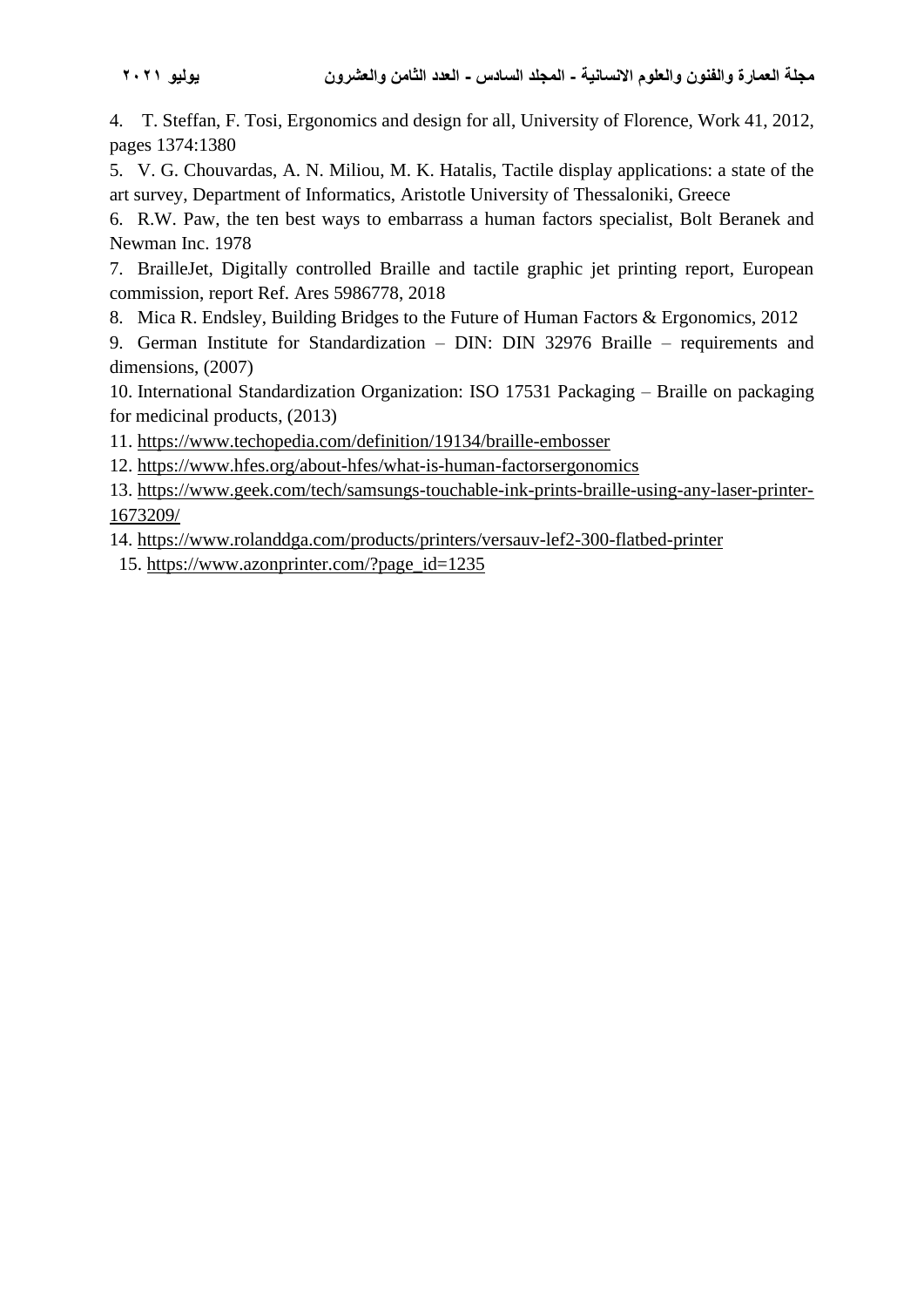4. T. Steffan, F. Tosi, Ergonomics and design for all, University of Florence, Work 41, 2012, pages 1374:1380

5. V. G. Chouvardas, A. N. Miliou, M. K. Hatalis, Tactile display applications: a state of the art survey, Department of Informatics, Aristotle University of Thessaloniki, Greece

6. R.W. Paw, the ten best ways to embarrass a human factors specialist, Bolt Beranek and Newman Inc. 1978

7. BrailleJet, Digitally controlled Braille and tactile graphic jet printing report, European commission, report Ref. Ares 5986778, 2018

8. Mica R. Endsley, Building Bridges to the Future of Human Factors & Ergonomics, 2012

9. German Institute for Standardization – DIN: DIN 32976 Braille – requirements and dimensions, (2007)

10. International Standardization Organization: ISO 17531 Packaging – Braille on packaging for medicinal products, (2013)

11. https://www.techopedia.com/definition/19134/braille-embosser

12. https://www.hfes.org/about-hfes/what-is-human-factorsergonomics

13. https://www.geek.com/tech/samsungs-touchable-ink-prints-braille-using-any-laser-printer-1673209/

14. https://www.rolanddga.com/products/printers/versauv-lef2-300-flatbed-printer

15. https://www.azonprinter.com/?page_id=1235